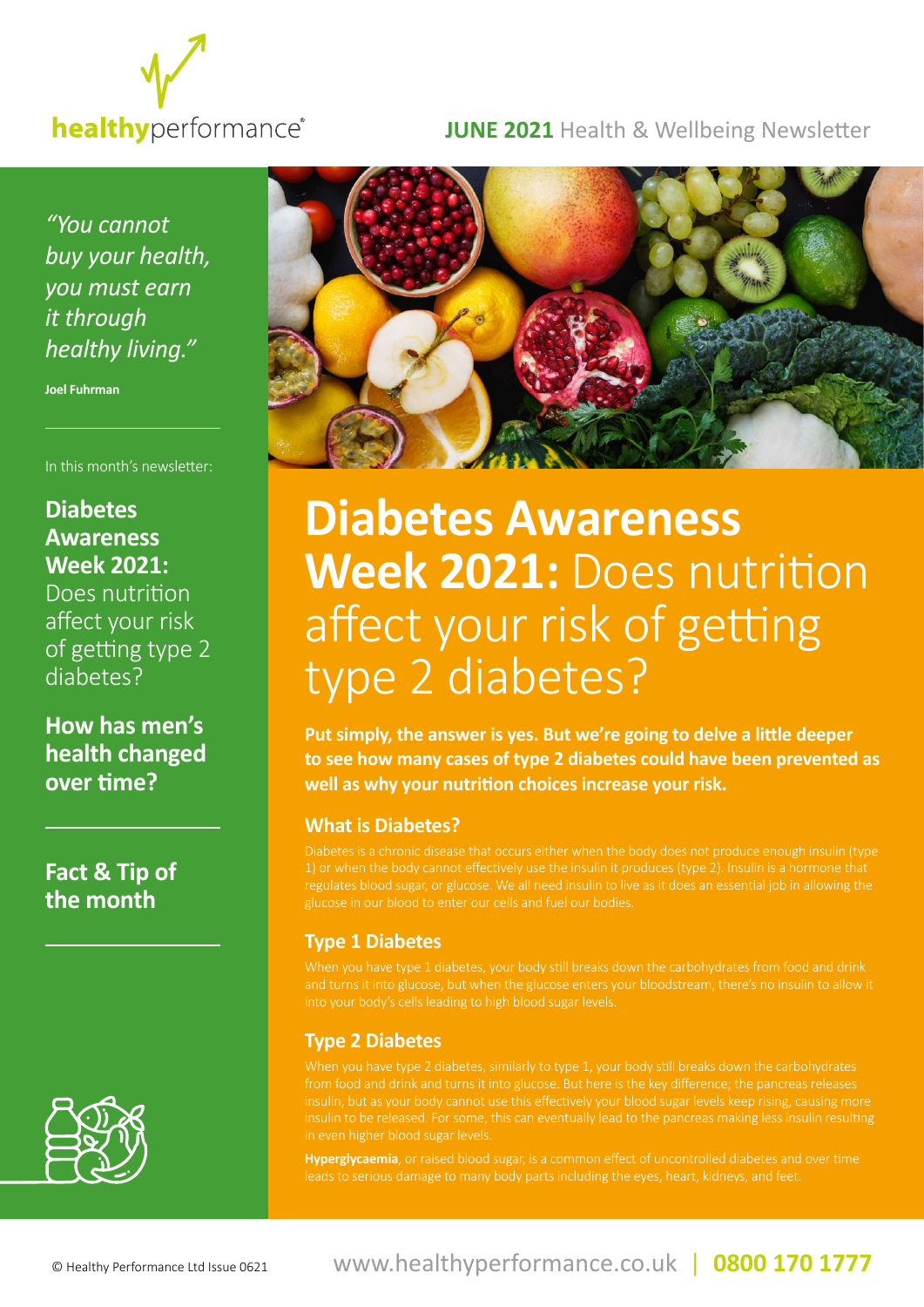healthyperformance®

**JUNE 2021** Health & Wellbeing Newsletter

*"You cannot buy your health, you must earn it through healthy living."*

**Joel Fuhrman**

In this month's newsletter:

**Diabetes Awareness Week 2021:** Does nutrition affect your risk of getting type 2 diabetes?

**How has men's health changed over time?**

**Fact & Tip of the month**

# Diabetes Awareness Week 2021: Does nutrition affect your risk of getting type 2 diabetes?

**Put simply, the answer is yes. But we're going to delve a little deeper to see how many cases of type 2 diabetes could have been prevented as well as why your nutrition choices increase your risk.**

## What is Diabetes?

Diabetes is a chronic disease that occurs either when the body does not produce enough insulin (type 1) or when the body cannot effectively use the insulin it produces (type 2). Insulin is a hormone that regulates blood sugar, or glucose. We all need insulin to live as it does an essential job in allowing the glucose in our blood to enter our cells and fuel our bodies.

## Type 1 Diabetes

When you have type 1 diabetes, your body still breaks down the carbohydrates from food and drink and turns it into glucose, but when the glucose enters your bloodstream, there's no insulin to allow it into your body's cells leading to high blood sugar levels.

## Type 2 Diabetes

When you have type 2 diabetes, similarly to type 1, your body still breaks down the carbohydrates from food and drink and turns it into glucose. But here is the key difference; the pancreas releases insulin, but as your body cannot use this effectively your blood sugar levels keep rising, causing more insulin to be released. For some, this can eventually lead to the pancreas making less insulin resulting in even higher blood sugar levels.

**Hyperglycaemia**, or raised blood sugar, is a common effect of uncontrolled diabetes and over time leads to serious damage to many body parts including the eyes, heart, kidneys, and feet.

© Healthy Performance Ltd Issue 0621

www.healthyperformance.co.uk | **0800 170 1777**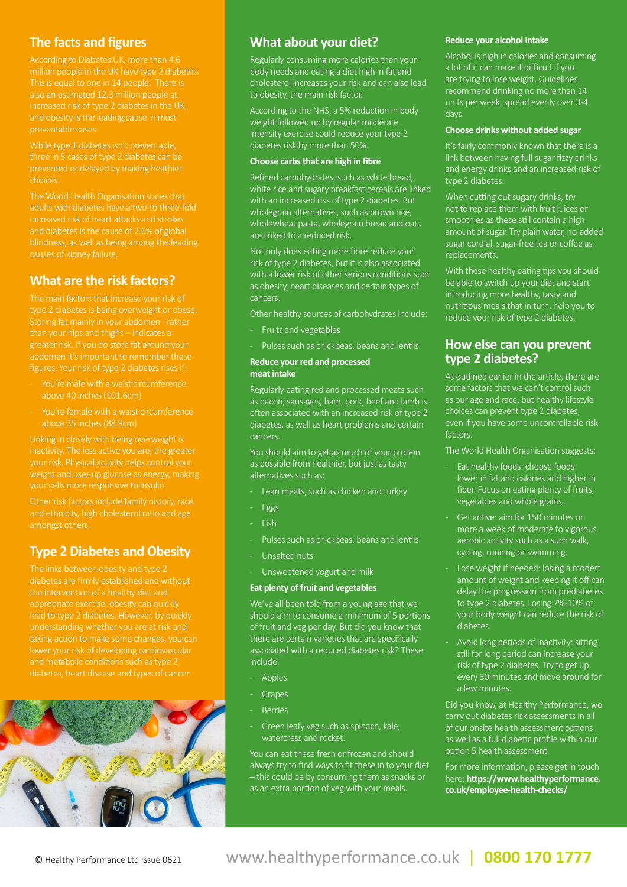## The facts and figures

According to Diabetes UK, more than 4.6 million people in the UK have type 2 diabetes. This is equal to one in 14 people. There is also an estimated 12.3 million people at increased risk of type 2 diabetes in the UK, and obesity is the leading cause in most preventable cases.

While type 1 diabetes isn't preventable, three in 5 cases of type 2 diabetes can be prevented or delayed by making heathier choices.

The World Health Organisation states that adults with diabetes have a two-to three-fold increased risk of heart attacks and strokes and diabetes is the cause of 2.6% of global blindness, as well as being among the leading causes of kidney failure.

## What are the risk factors?

The main factors that increase your risk of type 2 diabetes is being overweight or obese. Storing fat mainly in your abdomen - rather than your hips and thighs – indicates a greater risk. If you do store fat around your abdomen it's important to remember these figures. Your risk of type 2 diabetes rises if:

- You're male with a waist circumference above 40 inches (101.6cm)
- You're female with a waist circumference above 35 inches (88.9cm)

Linking in closely with being overweight is inactivity. The less active you are, the greater your risk. Physical activity helps control your weight and uses up glucose as energy, making your cells more responsive to insulin.

Other risk factors include family history, race and ethnicity, high cholesterol ratio and age amongst others.

## Type 2 Diabetes and Obesity

The links between obesity and type 2 diabetes are firmly established and without the intervention of a healthy diet and appropriate exercise, obesity can quickly lead to type 2 diabetes. However, by quickly understanding whether you are at risk and taking action to make some changes, you can lower your risk of developing cardiovascular and metabolic conditions such as type 2 diabetes, heart disease and types of cancer.

## What about your diet?

Regularly consuming more calories than your body needs and eating a diet high in fat and cholesterol increases your risk and can also lead to obesity, the main risk factor.

According to the NHS, a 5% reduction in body weight followed up by regular moderate intensity exercise could reduce your type 2 diabetes risk by more than 50%.

### Choose carbs that are high in fibre

Refined carbohydrates, such as white bread, white rice and sugary breakfast cereals are linked with an increased risk of type 2 diabetes. But wholegrain alternatives, such as brown rice, wholewheat pasta, wholegrain bread and oats are linked to a reduced risk.

Not only does eating more fibre reduce your risk of type 2 diabetes, but it is also associated with a lower risk of other serious conditions such as obesity, heart diseases and certain types of cancers.

Other healthy sources of carbohydrates include:

- Fruits and vegetables
- Pulses such as chickpeas, beans and lentils

### Reduce your red and processed meat intake

Regularly eating red and processed meats such as bacon, sausages, ham, pork, beef and lamb is often associated with an increased risk of type 2 diabetes, as well as heart problems and certain cancers.

You should aim to get as much of your protein as possible from healthier, but just as tasty alternatives such as:

- Lean meats, such as chicken and turkey
- Eggs
- Fish
- Pulses such as chickpeas, beans and lentils
- Unsalted nuts
- Unsweetened yogurt and milk

### Eat plenty of fruit and vegetables

We've all been told from a young age that we should aim to consume a minimum of 5 portions of fruit and veg per day. But did you know that there are certain varieties that are specifically associated with a reduced diabetes risk? These include:

- Apples
- Grapes
- Berries
- Green leafy veg such as spinach, kale, watercress and rocket.

You can eat these fresh or frozen and should always try to find ways to fit these in to your diet – this could be by consuming them as snacks or as an extra portion of veg with your meals.

### Reduce your alcohol intake

Alcohol is high in calories and consuming a lot of it can make it difficult if you are trying to lose weight. Guidelines recommend drinking no more than 14 units per week, spread evenly over 3-4 days.

### Choose drinks without added sugar

It's fairly commonly known that there is a link between having full sugar fizzy drinks and energy drinks and an increased risk of type 2 diabetes.

When cutting out sugary drinks, try not to replace them with fruit juices or smoothies as these still contain a high amount of sugar. Try plain water, no-added sugar cordial, sugar-free tea or coffee as replacements.

With these healthy eating tips you should be able to switch up your diet and start introducing more healthy, tasty and nutritious meals that in turn, help you to reduce your risk of type 2 diabetes.

## How else can you prevent type 2 diabetes?

As outlined earlier in the article, there are some factors that we can't control such as our age and race, but healthy lifestyle choices can prevent type 2 diabetes, even if you have some uncontrollable risk factors.

The World Health Organisation suggests:

- Eat healthy foods: choose foods lower in fat and calories and higher in fiber. Focus on eating plenty of fruits, vegetables and whole grains.
- Get active: aim for 150 minutes or more a week of moderate to vigorous aerobic activity such as a such walk, cycling, running or swimming.
- Lose weight if needed: losing a modest amount of weight and keeping it off can delay the progression from prediabetes to type 2 diabetes. Losing 7%-10% of your body weight can reduce the risk of diabetes.
- Avoid long periods of inactivity: sitting still for long period can increase your risk of type 2 diabetes. Try to get up every 30 minutes and move around for a few minutes.

Did you know, at Healthy Performance, we carry out diabetes risk assessments in all of our onsite health assessment options as well as a full diabetic profile within our option 5 health assessment.

For more information, please get in touch here: **https://www.healthyperformance.co.uk/employee-health-checks/**

© Healthy Performance Ltd Issue 0621

www.healthyperformance.co.uk | **0800 170 1777**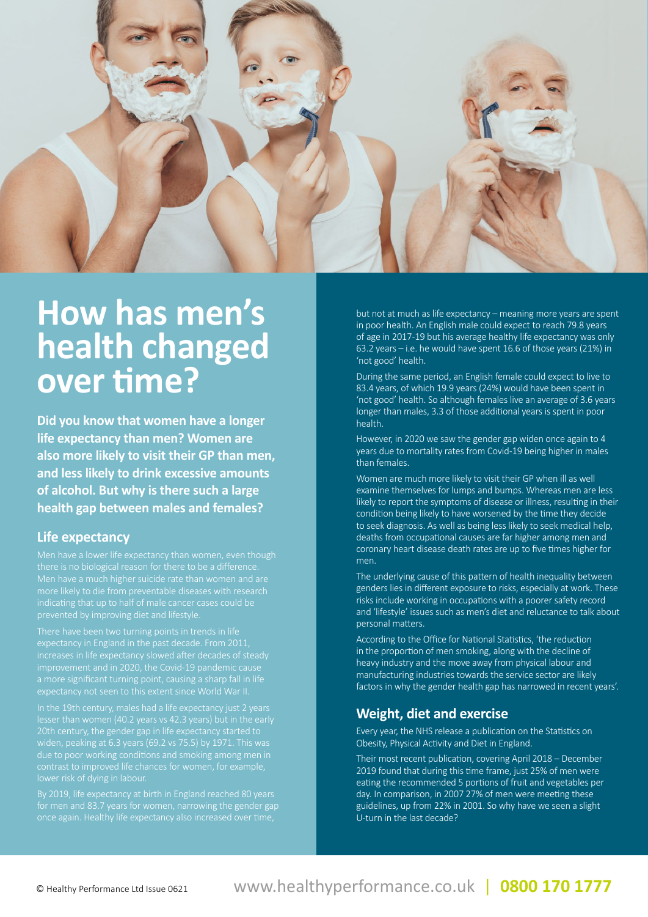# How has men's health changed over time?

**Did you know that women have a longer life expectancy than men? Women are also more likely to visit their GP than men, and less likely to drink excessive amounts of alcohol. But why is there such a large health gap between males and females?**

## Life expectancy

Men have a lower life expectancy than women, even though there is no biological reason for there to be a difference. Men have a much higher suicide rate than women and are more likely to die from preventable diseases with research indicating that up to half of male cancer cases could be prevented by improving diet and lifestyle.

There have been two turning points in trends in life expectancy in England in the past decade. From 2011, increases in life expectancy slowed after decades of steady improvement and in 2020, the Covid-19 pandemic cause a more significant turning point, causing a sharp fall in life expectancy not seen to this extent since World War II.

In the 19th century, males had a life expectancy just 2 years lesser than women (40.2 years vs 42.3 years) but in the early 20th century, the gender gap in life expectancy started to widen, peaking at 6.3 years (69.2 vs 75.5) by 1971. This was due to poor working conditions and smoking among men in contrast to improved life chances for women, for example, lower risk of dying in labour.

By 2019, life expectancy at birth in England reached 80 years for men and 83.7 years for women, narrowing the gender gap once again. Healthy life expectancy also increased over time, but not at much as life expectancy – meaning more years are spent in poor health. An English male could expect to reach 79.8 years of age in 2017-19 but his average healthy life expectancy was only 63.2 years – i.e. he would have spent 16.6 of those years (21%) in 'not good' health.

During the same period, an English female could expect to live to 83.4 years, of which 19.9 years (24%) would have been spent in 'not good' health. So although females live an average of 3.6 years longer than males, 3.3 of those additional years is spent in poor health.

However, in 2020 we saw the gender gap widen once again to 4 years due to mortality rates from Covid-19 being higher in males than females.

Women are much more likely to visit their GP when ill as well examine themselves for lumps and bumps. Whereas men are less likely to report the symptoms of disease or illness, resulting in their condition being likely to have worsened by the time they decide to seek diagnosis. As well as being less likely to seek medical help, deaths from occupational causes are far higher among men and coronary heart disease death rates are up to five times higher for men.

The underlying cause of this pattern of health inequality between genders lies in different exposure to risks, especially at work. These risks include working in occupations with a poorer safety record and 'lifestyle' issues such as men's diet and reluctance to talk about personal matters.

According to the Office for National Statistics, 'the reduction in the proportion of men smoking, along with the decline of heavy industry and the move away from physical labour and manufacturing industries towards the service sector are likely factors in why the gender health gap has narrowed in recent years'.

## Weight, diet and exercise

Every year, the NHS release a publication on the Statistics on Obesity, Physical Activity and Diet in England.

Their most recent publication, covering April 2018 – December 2019 found that during this time frame, just 25% of men were eating the recommended 5 portions of fruit and vegetables per day. In comparison, in 2007 27% of men were meeting these guidelines, up from 22% in 2001. So why have we seen a slight U-turn in the last decade?

© Healthy Performance Ltd Issue 0621 www.healthyperformance.co.uk | 0800 170 1777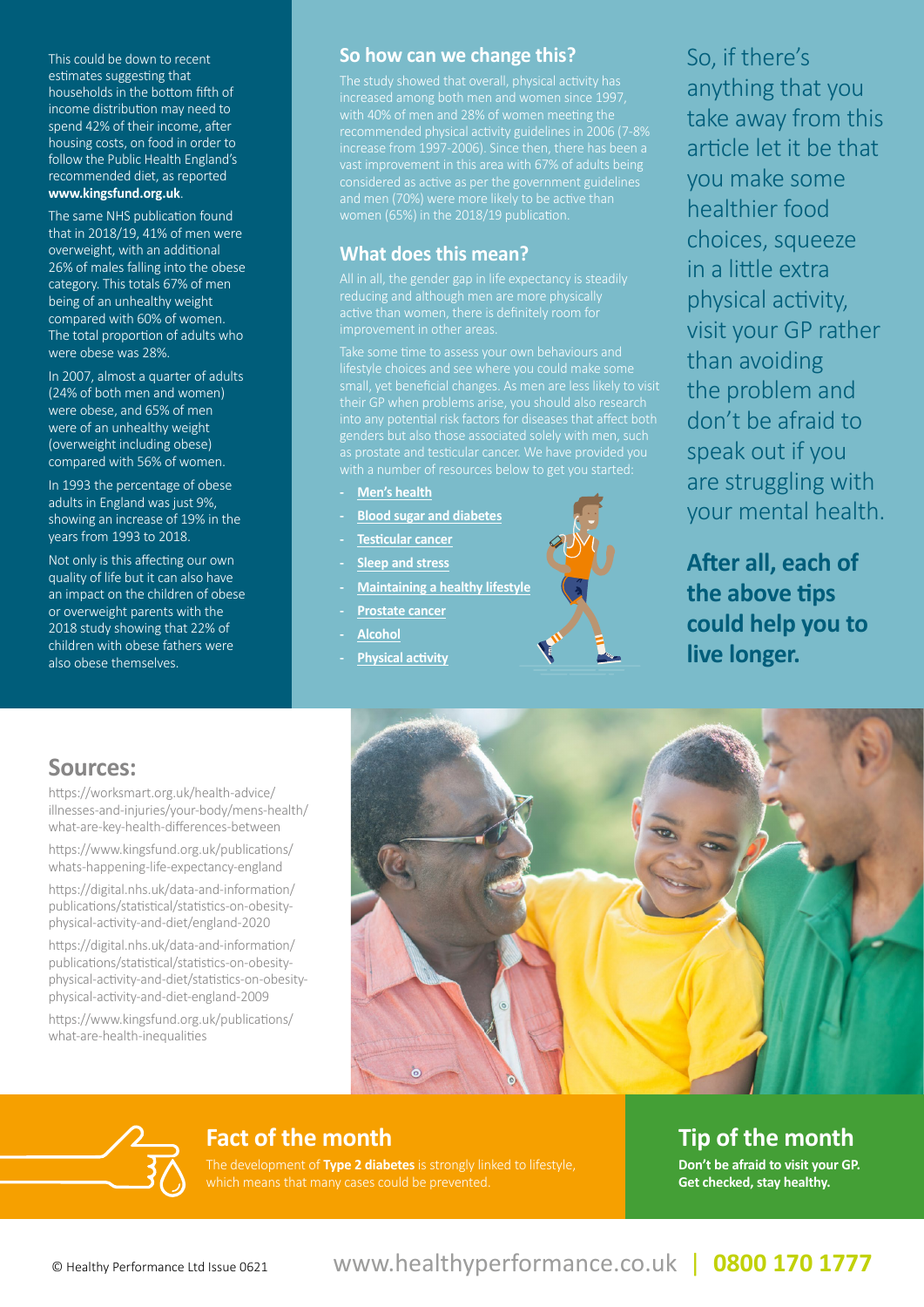This could be down to recent estimates suggesting that households in the bottom fifth of income distribution may need to spend 42% of their income, after housing costs, on food in order to follow the Public Health England's recommended diet, as reported **www.kingsfund.org.uk**.

The same NHS publication found that in 2018/19, 41% of men were overweight, with an additional 26% of males falling into the obese category. This totals 67% of men being of an unhealthy weight compared with 60% of women. The total proportion of adults who were obese was 28%.

In 2007, almost a quarter of adults (24% of both men and women) were obese, and 65% of men were of an unhealthy weight (overweight including obese) compared with 56% of women.

In 1993 the percentage of obese adults in England was just 9%, showing an increase of 19% in the years from 1993 to 2018.

Not only is this affecting our own quality of life but it can also have an impact on the children of obese or overweight parents with the 2018 study showing that 22% of children with obese fathers were also obese themselves.

## So how can we change this?

The study showed that overall, physical activity has increased among both men and women since 1997, with 40% of men and 28% of women meeting the recommended physical activity guidelines in 2006 (7-8% increase from 1997-2006). Since then, there has been a vast improvement in this area with 67% of adults being considered as active as per the government guidelines and men (70%) were more likely to be active than women (65%) in the 2018/19 publication.

## What does this mean?

All in all, the gender gap in life expectancy is steadily reducing and although men are more physically active than women, there is definitely room for improvement in other areas.

Take some time to assess your own behaviours and lifestyle choices and see where you could make some small, yet beneficial changes. As men are less likely to visit their GP when problems arise, you should also research into any potential risk factors for diseases that affect both genders but also those associated solely with men, such as prostate and testicular cancer. We have provided you with a number of resources below to get you started:

- Men's health
- Blood sugar and diabetes
- Testicular cancer
- Sleep and stress
- Maintaining a healthy lifestyle
- Prostate cancer
- Alcohol
- Physical activity

So, if there's anything that you take away from this article let it be that you make some healthier food choices, squeeze in a little extra physical activity, visit your GP rather than avoiding the problem and don't be afraid to speak out if you are struggling with your mental health.

**After all, each of the above tips could help you to live longer.**

## Sources:

https://worksmart.org.uk/health-advice/illnesses-and-injuries/your-body/mens-health/what-are-key-health-differences-between

https://www.kingsfund.org.uk/publications/whats-happening-life-expectancy-england

https://digital.nhs.uk/data-and-information/publications/statistical/statistics-on-obesity-physical-activity-and-diet/england-2020

https://digital.nhs.uk/data-and-information/publications/statistical/statistics-on-obesity-physical-activity-and-diet/statistics-on-obesity-physical-activity-and-diet-england-2009

https://www.kingsfund.org.uk/publications/what-are-health-inequalities

## Fact of the month

The development of **Type 2 diabetes** is strongly linked to lifestyle, which means that many cases could be prevented.

## Tip of the month

**Don't be afraid to visit your GP. Get checked, stay healthy.**

© Healthy Performance Ltd Issue 0621

www.healthyperformance.co.uk | **0800 170 1777**